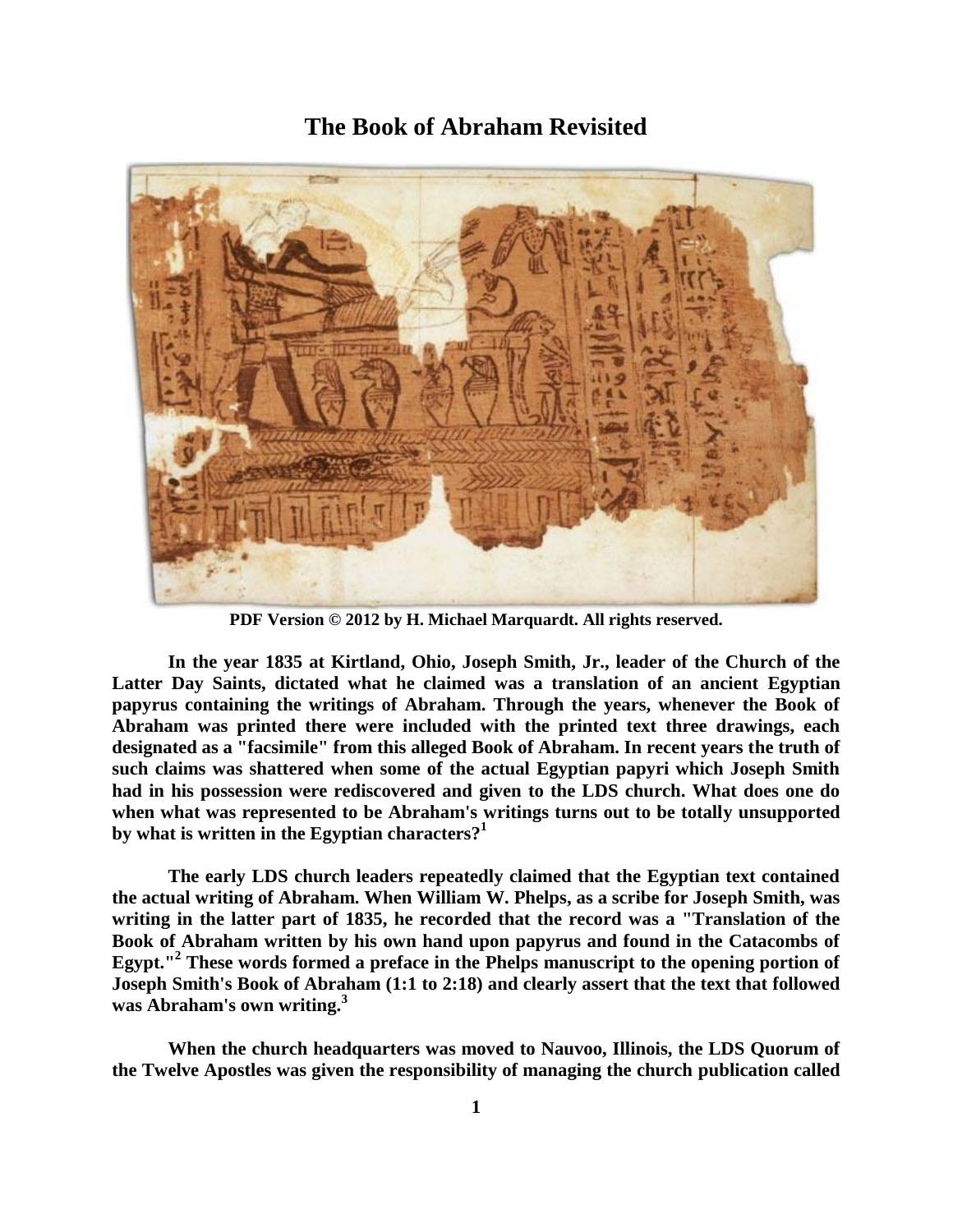# The Book of Abraham Revisited

**PDF Version © 2012 by H. Michael Marquardt. All rights reserved.**

**In the year 1835 at Kirtland, Ohio, Joseph Smith, Jr., leader of the Church of the Latter Day Saints, dictated what he claimed was a translation of an ancient Egyptian papyrus containing the writings of Abraham. Through the years, whenever the Book of Abraham was printed there were included with the printed text three drawings, each designated as a "facsimile" from this alleged Book of Abraham. In recent years the truth of such claims was shattered when some of the actual Egyptian papyri which Joseph Smith had in his possession were rediscovered and given to the LDS church. What does one do when what was represented to be Abraham's writings turns out to be totally unsupported by what is written in the Egyptian characters?[1]**

**The early LDS church leaders repeatedly claimed that the Egyptian text contained the actual writing of Abraham. When William W. Phelps, as a scribe for Joseph Smith, was writing in the latter part of 1835, he recorded that the record was a "Translation of the Book of Abraham written by his own hand upon papyrus and found in the Catacombs of Egypt."[2] These words formed a preface in the Phelps manuscript to the opening portion of Joseph Smith's Book of Abraham (1:1 to 2:18) and clearly assert that the text that followed was Abraham's own writing.[3]**

**When the church headquarters was moved to Nauvoo, Illinois, the LDS Quorum of the Twelve Apostles was given the responsibility of managing the church publication called**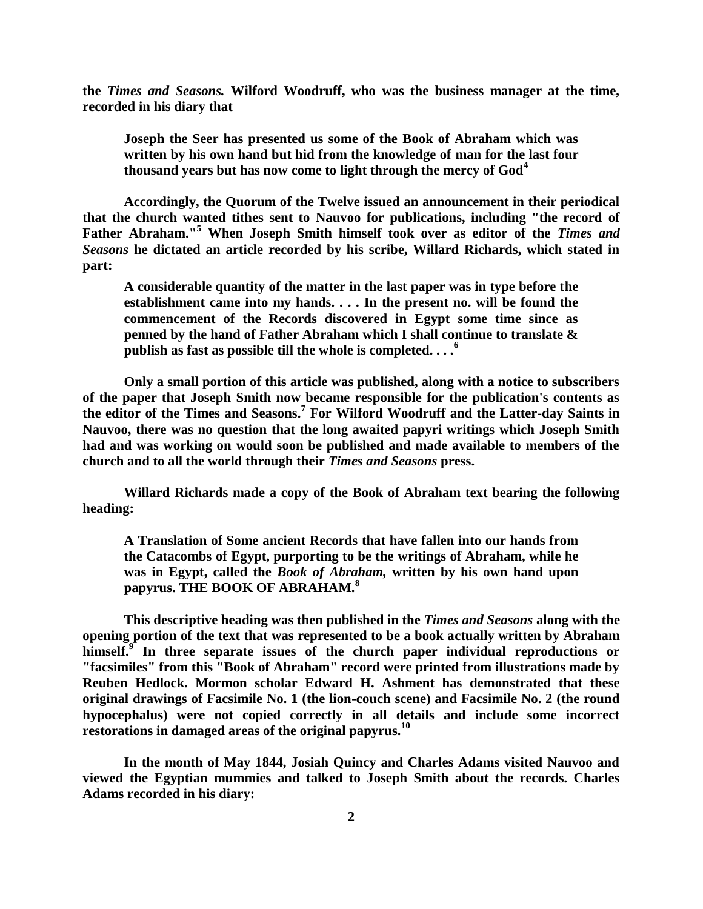the *Times and Seasons.* Wilford Woodruff, who was the business manager at the time, recorded in his diary that

> Joseph the Seer has presented us some of the Book of Abraham which was written by his own hand but hid from the knowledge of man for the last four thousand years but has now come to light through the mercy of God[4]

Accordingly, the Quorum of the Twelve issued an announcement in their periodical that the church wanted tithes sent to Nauvoo for publications, including "the record of Father Abraham."[5] When Joseph Smith himself took over as editor of the *Times and Seasons* he dictated an article recorded by his scribe, Willard Richards, which stated in part:

> A considerable quantity of the matter in the last paper was in type before the establishment came into my hands. . . . In the present no. will be found the commencement of the Records discovered in Egypt some time since as penned by the hand of Father Abraham which I shall continue to translate & publish as fast as possible till the whole is completed. . . .[6]

Only a small portion of this article was published, along with a notice to subscribers of the paper that Joseph Smith now became responsible for the publication's contents as the editor of the Times and Seasons.[7] For Wilford Woodruff and the Latter-day Saints in Nauvoo, there was no question that the long awaited papyri writings which Joseph Smith had and was working on would soon be published and made available to members of the church and to all the world through their *Times and Seasons* press.

Willard Richards made a copy of the Book of Abraham text bearing the following heading:

> A Translation of Some ancient Records that have fallen into our hands from the Catacombs of Egypt, purporting to be the writings of Abraham, while he was in Egypt, called the *Book of Abraham,* written by his own hand upon papyrus. THE BOOK OF ABRAHAM.[8]

This descriptive heading was then published in the *Times and Seasons* along with the opening portion of the text that was represented to be a book actually written by Abraham himself.[9] In three separate issues of the church paper individual reproductions or "facsimiles" from this "Book of Abraham" record were printed from illustrations made by Reuben Hedlock. Mormon scholar Edward H. Ashment has demonstrated that these original drawings of Facsimile No. 1 (the lion-couch scene) and Facsimile No. 2 (the round hypocephalus) were not copied correctly in all details and include some incorrect restorations in damaged areas of the original papyrus.[10]

In the month of May 1844, Josiah Quincy and Charles Adams visited Nauvoo and viewed the Egyptian mummies and talked to Joseph Smith about the records. Charles Adams recorded in his diary: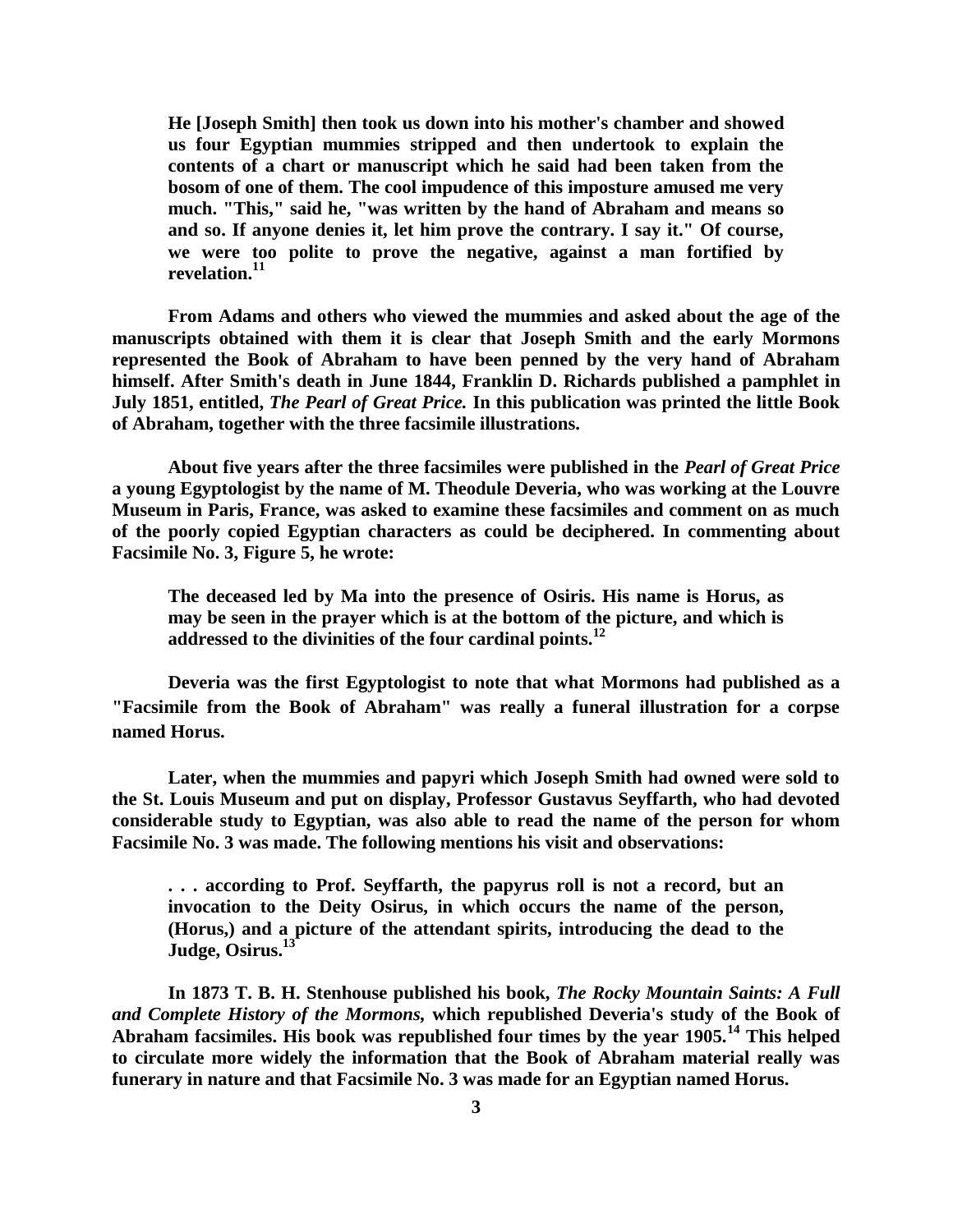**He [Joseph Smith] then took us down into his mother's chamber and showed us four Egyptian mummies stripped and then undertook to explain the contents of a chart or manuscript which he said had been taken from the bosom of one of them. The cool impudence of this imposture amused me very much. "This," said he, "was written by the hand of Abraham and means so and so. If anyone denies it, let him prove the contrary. I say it." Of course, we were too polite to prove the negative, against a man fortified by revelation.[11]**

**From Adams and others who viewed the mummies and asked about the age of the manuscripts obtained with them it is clear that Joseph Smith and the early Mormons represented the Book of Abraham to have been penned by the very hand of Abraham himself. After Smith's death in June 1844, Franklin D. Richards published a pamphlet in July 1851, entitled, *The Pearl of Great Price.* In this publication was printed the little Book of Abraham, together with the three facsimile illustrations.**

**About five years after the three facsimiles were published in the *Pearl of Great Price* a young Egyptologist by the name of M. Theodule Deveria, who was working at the Louvre Museum in Paris, France, was asked to examine these facsimiles and comment on as much of the poorly copied Egyptian characters as could be deciphered. In commenting about Facsimile No. 3, Figure 5, he wrote:**

**The deceased led by Ma into the presence of Osiris. His name is Horus, as may be seen in the prayer which is at the bottom of the picture, and which is addressed to the divinities of the four cardinal points.[12]**

**Deveria was the first Egyptologist to note that what Mormons had published as a "Facsimile from the Book of Abraham" was really a funeral illustration for a corpse named Horus.**

**Later, when the mummies and papyri which Joseph Smith had owned were sold to the St. Louis Museum and put on display, Professor Gustavus Seyffarth, who had devoted considerable study to Egyptian, was also able to read the name of the person for whom Facsimile No. 3 was made. The following mentions his visit and observations:**

**. . . according to Prof. Seyffarth, the papyrus roll is not a record, but an invocation to the Deity Osirus, in which occurs the name of the person, (Horus,) and a picture of the attendant spirits, introducing the dead to the Judge, Osirus.[13]**

**In 1873 T. B. H. Stenhouse published his book, *The Rocky Mountain Saints: A Full and Complete History of the Mormons,* which republished Deveria's study of the Book of Abraham facsimiles. His book was republished four times by the year 1905.[14] This helped to circulate more widely the information that the Book of Abraham material really was funerary in nature and that Facsimile No. 3 was made for an Egyptian named Horus.**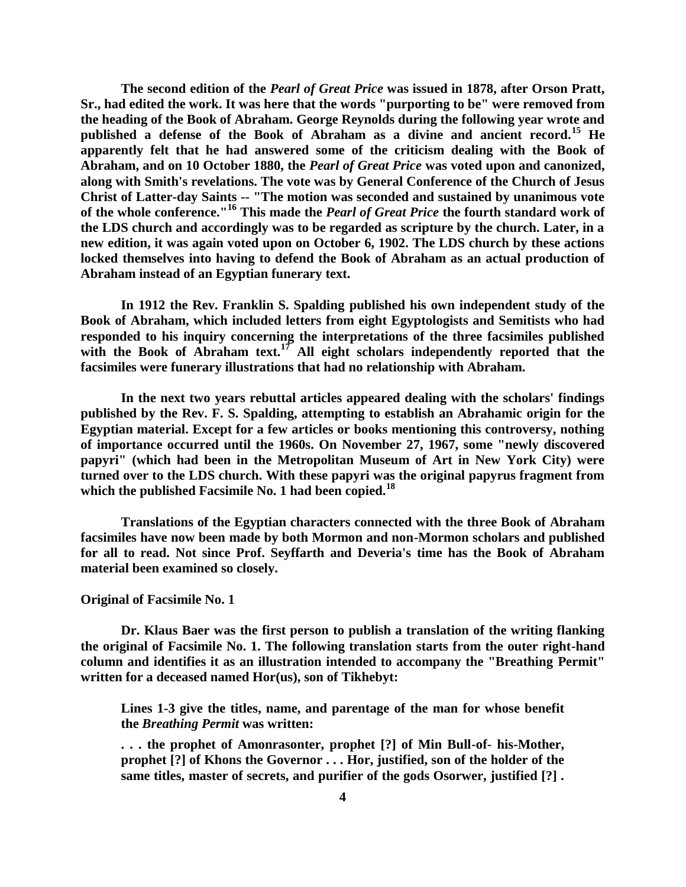The second edition of the *Pearl of Great Price* was issued in 1878, after Orson Pratt, Sr., had edited the work. It was here that the words "purporting to be" were removed from the heading of the Book of Abraham. George Reynolds during the following year wrote and published a defense of the Book of Abraham as a divine and ancient record.[15] He apparently felt that he had answered some of the criticism dealing with the Book of Abraham, and on 10 October 1880, the *Pearl of Great Price* was voted upon and canonized, along with Smith's revelations. The vote was by General Conference of the Church of Jesus Christ of Latter-day Saints -- "The motion was seconded and sustained by unanimous vote of the whole conference."[16] This made the *Pearl of Great Price* the fourth standard work of the LDS church and accordingly was to be regarded as scripture by the church. Later, in a new edition, it was again voted upon on October 6, 1902. The LDS church by these actions locked themselves into having to defend the Book of Abraham as an actual production of Abraham instead of an Egyptian funerary text.

In 1912 the Rev. Franklin S. Spalding published his own independent study of the Book of Abraham, which included letters from eight Egyptologists and Semitists who had responded to his inquiry concerning the interpretations of the three facsimiles published with the Book of Abraham text.[17] All eight scholars independently reported that the facsimiles were funerary illustrations that had no relationship with Abraham.

In the next two years rebuttal articles appeared dealing with the scholars' findings published by the Rev. F. S. Spalding, attempting to establish an Abrahamic origin for the Egyptian material. Except for a few articles or books mentioning this controversy, nothing of importance occurred until the 1960s. On November 27, 1967, some "newly discovered papyri" (which had been in the Metropolitan Museum of Art in New York City) were turned over to the LDS church. With these papyri was the original papyrus fragment from which the published Facsimile No. 1 had been copied.[18]

Translations of the Egyptian characters connected with the three Book of Abraham facsimiles have now been made by both Mormon and non-Mormon scholars and published for all to read. Not since Prof. Seyffarth and Deveria's time has the Book of Abraham material been examined so closely.

**Original of Facsimile No. 1**

Dr. Klaus Baer was the first person to publish a translation of the writing flanking the original of Facsimile No. 1. The following translation starts from the outer right-hand column and identifies it as an illustration intended to accompany the "Breathing Permit" written for a deceased named Hor(us), son of Tikhebyt:

> Lines 1-3 give the titles, name, and parentage of the man for whose benefit the *Breathing Permit* was written:
>
> . . . the prophet of Amonrasonter, prophet [?] of Min Bull-of- his-Mother, prophet [?] of Khons the Governor . . . Hor, justified, son of the holder of the same titles, master of secrets, and purifier of the gods Osorwer, justified [?] .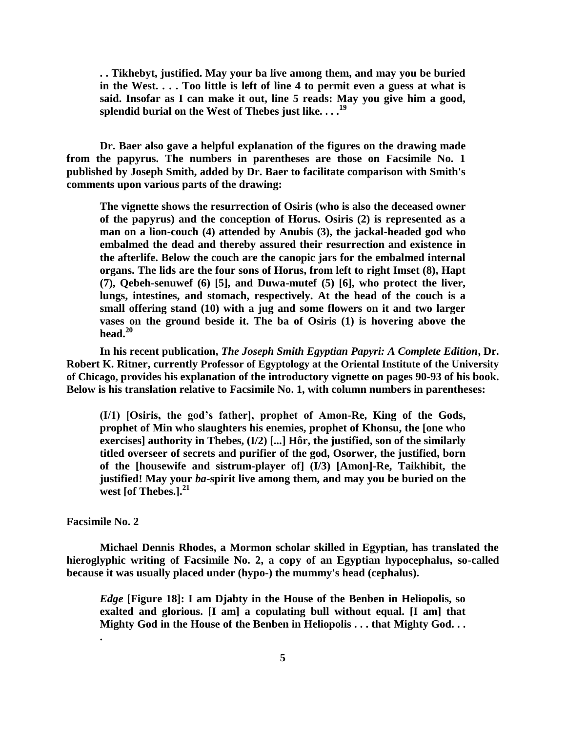> **. . Tikhebyt, justified. May your ba live among them, and may you be buried in the West. . . . Too little is left of line 4 to permit even a guess at what is said. Insofar as I can make it out, line 5 reads: May you give him a good, splendid burial on the West of Thebes just like. . . .**[19]

**Dr. Baer also gave a helpful explanation of the figures on the drawing made from the papyrus. The numbers in parentheses are those on Facsimile No. 1 published by Joseph Smith, added by Dr. Baer to facilitate comparison with Smith's comments upon various parts of the drawing:**

> **The vignette shows the resurrection of Osiris (who is also the deceased owner of the papyrus) and the conception of Horus. Osiris (2) is represented as a man on a lion-couch (4) attended by Anubis (3), the jackal-headed god who embalmed the dead and thereby assured their resurrection and existence in the afterlife. Below the couch are the canopic jars for the embalmed internal organs. The lids are the four sons of Horus, from left to right Imset (8), Hapt (7), Qebeh-senuwef (6) [5], and Duwa-mutef (5) [6], who protect the liver, lungs, intestines, and stomach, respectively. At the head of the couch is a small offering stand (10) with a jug and some flowers on it and two larger vases on the ground beside it. The ba of Osiris (1) is hovering above the head.**[20]

**In his recent publication, *The Joseph Smith Egyptian Papyri: A Complete Edition*, Dr. Robert K. Ritner, currently Professor of Egyptology at the Oriental Institute of the University of Chicago, provides his explanation of the introductory vignette on pages 90-93 of his book. Below is his translation relative to Facsimile No. 1, with column numbers in parentheses:**

> **(I/1) [Osiris, the god's father], prophet of Amon-Re, King of the Gods, prophet of Min who slaughters his enemies, prophet of Khonsu, the [one who exercises] authority in Thebes, (I/2) [...] Hôr, the justified, son of the similarly titled overseer of secrets and purifier of the god, Osorwer, the justified, born of the [housewife and sistrum-player of] (I/3) [Amon]-Re, Taikhibit, the justified! May your *ba*-spirit live among them, and may you be buried on the west [of Thebes.].**[21]

**Facsimile No. 2**

**Michael Dennis Rhodes, a Mormon scholar skilled in Egyptian, has translated the hieroglyphic writing of Facsimile No. 2, a copy of an Egyptian hypocephalus, so-called because it was usually placed under (hypo-) the mummy's head (cephalus).**

> ***Edge* [Figure 18]: I am Djabty in the House of the Benben in Heliopolis, so exalted and glorious. [I am] a copulating bull without equal. [I am] that Mighty God in the House of the Benben in Heliopolis . . . that Mighty God. . . .**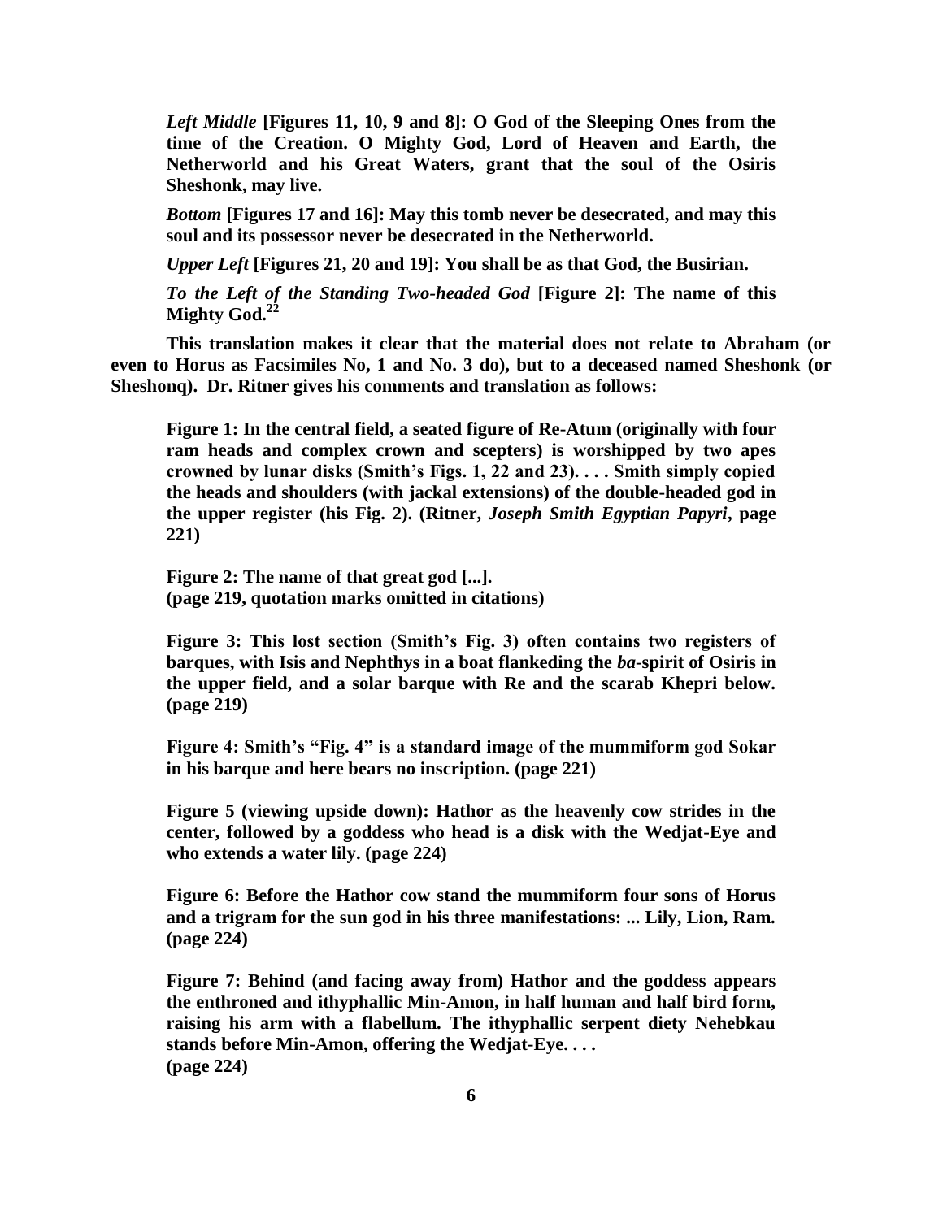> ***Left Middle* [Figures 11, 10, 9 and 8]: O God of the Sleeping Ones from the time of the Creation. O Mighty God, Lord of Heaven and Earth, the Netherworld and his Great Waters, grant that the soul of the Osiris Sheshonk, may live.**
>
> ***Bottom* [Figures 17 and 16]: May this tomb never be desecrated, and may this soul and its possessor never be desecrated in the Netherworld.**
>
> ***Upper Left* [Figures 21, 20 and 19]: You shall be as that God, the Busirian.**
>
> ***To the Left of the Standing Two-headed God* [Figure 2]: The name of this Mighty God.[22]**

**This translation makes it clear that the material does not relate to Abraham (or even to Horus as Facsimiles No, 1 and No. 3 do), but to a deceased named Sheshonk (or Sheshonq). Dr. Ritner gives his comments and translation as follows:**

> **Figure 1: In the central field, a seated figure of Re-Atum (originally with four ram heads and complex crown and scepters) is worshipped by two apes crowned by lunar disks (Smith's Figs. 1, 22 and 23). . . . Smith simply copied the heads and shoulders (with jackal extensions) of the double-headed god in the upper register (his Fig. 2). (Ritner, *Joseph Smith Egyptian Papyri*, page 221)**
>
> **Figure 2: The name of that great god [...].**
> **(page 219, quotation marks omitted in citations)**
>
> **Figure 3: This lost section (Smith's Fig. 3) often contains two registers of barques, with Isis and Nephthys in a boat flankeding the *ba*-spirit of Osiris in the upper field, and a solar barque with Re and the scarab Khepri below. (page 219)**
>
> **Figure 4: Smith's "Fig. 4" is a standard image of the mummiform god Sokar in his barque and here bears no inscription. (page 221)**
>
> **Figure 5 (viewing upside down): Hathor as the heavenly cow strides in the center, followed by a goddess who head is a disk with the Wedjat-Eye and who extends a water lily. (page 224)**
>
> **Figure 6: Before the Hathor cow stand the mummiform four sons of Horus and a trigram for the sun god in his three manifestations: ... Lily, Lion, Ram. (page 224)**
>
> **Figure 7: Behind (and facing away from) Hathor and the goddess appears the enthroned and ithyphallic Min-Amon, in half human and half bird form, raising his arm with a flabellum. The ithyphallic serpent diety Nehebkau stands before Min-Amon, offering the Wedjat-Eye. . . .**
> **(page 224)**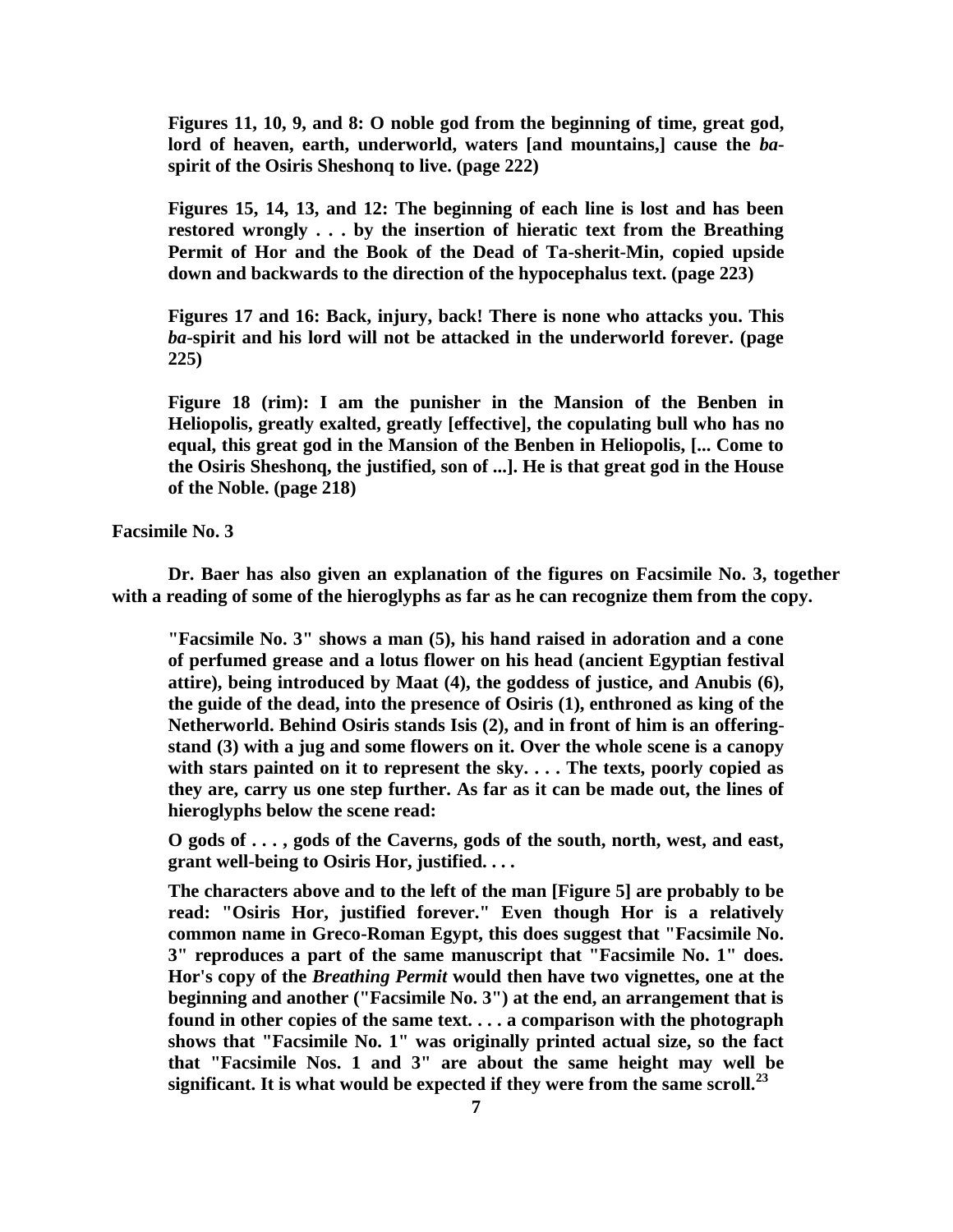**Figures 11, 10, 9, and 8: O noble god from the beginning of time, great god, lord of heaven, earth, underworld, waters [and mountains,] cause the *ba*-spirit of the Osiris Sheshonq to live. (page 222)**

**Figures 15, 14, 13, and 12: The beginning of each line is lost and has been restored wrongly . . . by the insertion of hieratic text from the Breathing Permit of Hor and the Book of the Dead of Ta-sherit-Min, copied upside down and backwards to the direction of the hypocephalus text. (page 223)**

**Figures 17 and 16: Back, injury, back! There is none who attacks you. This *ba*-spirit and his lord will not be attacked in the underworld forever. (page 225)**

**Figure 18 (rim): I am the punisher in the Mansion of the Benben in Heliopolis, greatly exalted, greatly [effective], the copulating bull who has no equal, this great god in the Mansion of the Benben in Heliopolis, [... Come to the Osiris Sheshonq, the justified, son of ...]. He is that great god in the House of the Noble. (page 218)**

**Facsimile No. 3**

**Dr. Baer has also given an explanation of the figures on Facsimile No. 3, together with a reading of some of the hieroglyphs as far as he can recognize them from the copy.**

**"Facsimile No. 3" shows a man (5), his hand raised in adoration and a cone of perfumed grease and a lotus flower on his head (ancient Egyptian festival attire), being introduced by Maat (4), the goddess of justice, and Anubis (6), the guide of the dead, into the presence of Osiris (1), enthroned as king of the Netherworld. Behind Osiris stands Isis (2), and in front of him is an offering-stand (3) with a jug and some flowers on it. Over the whole scene is a canopy with stars painted on it to represent the sky. . . . The texts, poorly copied as they are, carry us one step further. As far as it can be made out, the lines of hieroglyphs below the scene read:**

**O gods of . . . , gods of the Caverns, gods of the south, north, west, and east, grant well-being to Osiris Hor, justified. . . .**

**The characters above and to the left of the man [Figure 5] are probably to be read: "Osiris Hor, justified forever." Even though Hor is a relatively common name in Greco-Roman Egypt, this does suggest that "Facsimile No. 3" reproduces a part of the same manuscript that "Facsimile No. 1" does. Hor's copy of the *Breathing Permit* would then have two vignettes, one at the beginning and another ("Facsimile No. 3") at the end, an arrangement that is found in other copies of the same text. . . . a comparison with the photograph shows that "Facsimile No. 1" was originally printed actual size, so the fact that "Facsimile Nos. 1 and 3" are about the same height may well be significant. It is what would be expected if they were from the same scroll.[23]**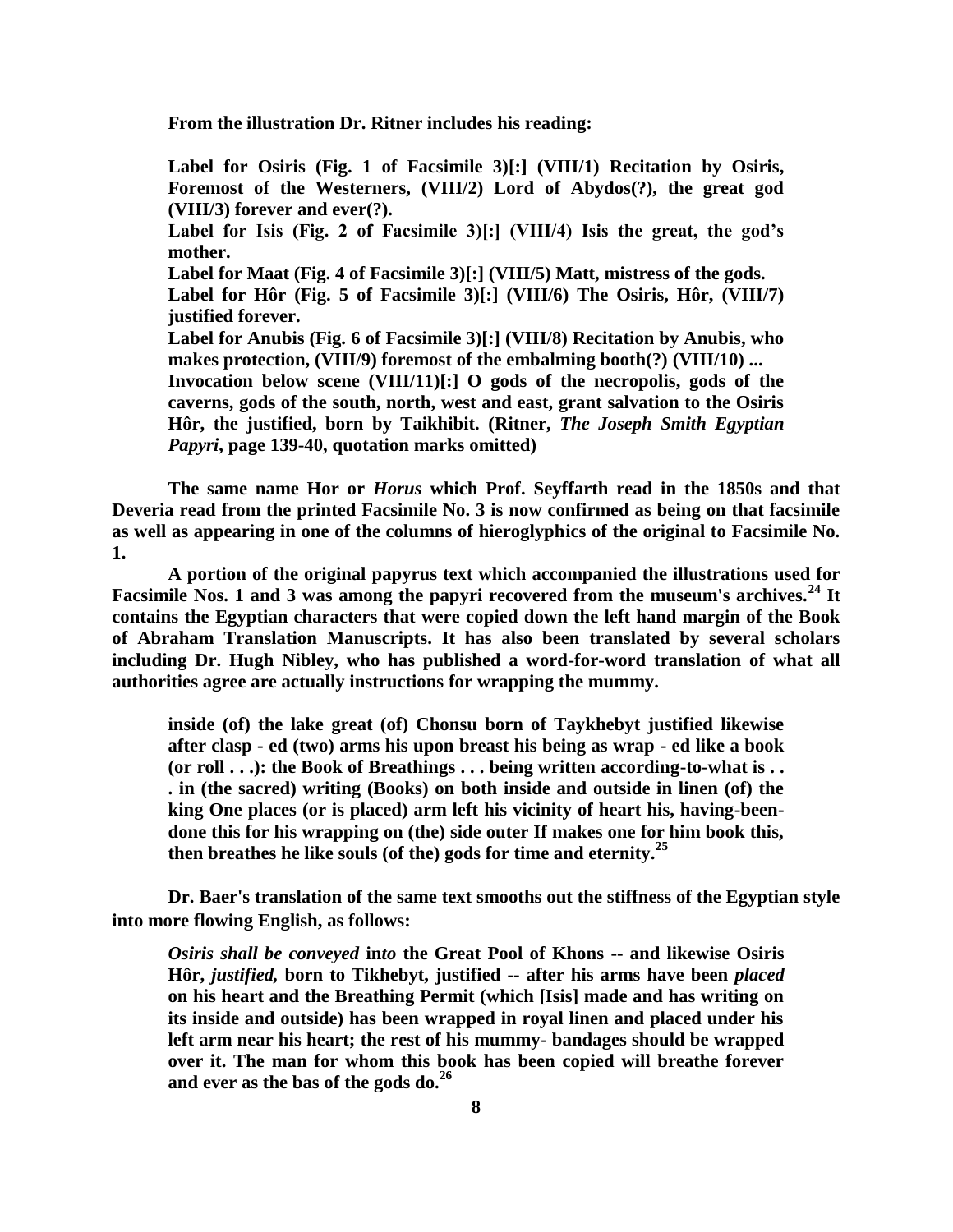**From the illustration Dr. Ritner includes his reading:**

> **Label for Osiris (Fig. 1 of Facsimile 3)[:] (VIII/1) Recitation by Osiris, Foremost of the Westerners, (VIII/2) Lord of Abydos(?), the great god (VIII/3) forever and ever(?).**
> **Label for Isis (Fig. 2 of Facsimile 3)[:] (VIII/4) Isis the great, the god's mother.**
> **Label for Maat (Fig. 4 of Facsimile 3)[:] (VIII/5) Matt, mistress of the gods.**
> **Label for Hôr (Fig. 5 of Facsimile 3)[:] (VIII/6) The Osiris, Hôr, (VIII/7) justified forever.**
> **Label for Anubis (Fig. 6 of Facsimile 3)[:] (VIII/8) Recitation by Anubis, who makes protection, (VIII/9) foremost of the embalming booth(?) (VIII/10) ...**
> **Invocation below scene (VIII/11)[:] O gods of the necropolis, gods of the caverns, gods of the south, north, west and east, grant salvation to the Osiris Hôr, the justified, born by Taikhibit. (Ritner, *The Joseph Smith Egyptian Papyri*, page 139-40, quotation marks omitted)**

**The same name Hor or *Horus* which Prof. Seyffarth read in the 1850s and that Deveria read from the printed Facsimile No. 3 is now confirmed as being on that facsimile as well as appearing in one of the columns of hieroglyphics of the original to Facsimile No. 1.**

**A portion of the original papyrus text which accompanied the illustrations used for Facsimile Nos. 1 and 3 was among the papyri recovered from the museum's archives.[24] It contains the Egyptian characters that were copied down the left hand margin of the Book of Abraham Translation Manuscripts. It has also been translated by several scholars including Dr. Hugh Nibley, who has published a word-for-word translation of what all authorities agree are actually instructions for wrapping the mummy.**

> **inside (of) the lake great (of) Chonsu born of Taykhebyt justified likewise after clasp - ed (two) arms his upon breast his being as wrap - ed like a book (or roll . . .): the Book of Breathings . . . being written according-to-what is . . . in (the sacred) writing (Books) on both inside and outside in linen (of) the king One places (or is placed) arm left his vicinity of heart his, having-been-done this for his wrapping on (the) side outer If makes one for him book this, then breathes he like souls (of the) gods for time and eternity.[25]**

**Dr. Baer's translation of the same text smooths out the stiffness of the Egyptian style into more flowing English, as follows:**

> ***Osiris shall be conveyed* in*to* the Great Pool of Khons -- and likewise Osiris Hôr, *justified,* born to Tikhebyt, justified -- after his arms have been *placed* on his heart and the Breathing Permit (which [Isis] made and has writing on its inside and outside) has been wrapped in royal linen and placed under his left arm near his heart; the rest of his mummy- bandages should be wrapped over it. The man for whom this book has been copied will breathe forever and ever as the bas of the gods do.[26]**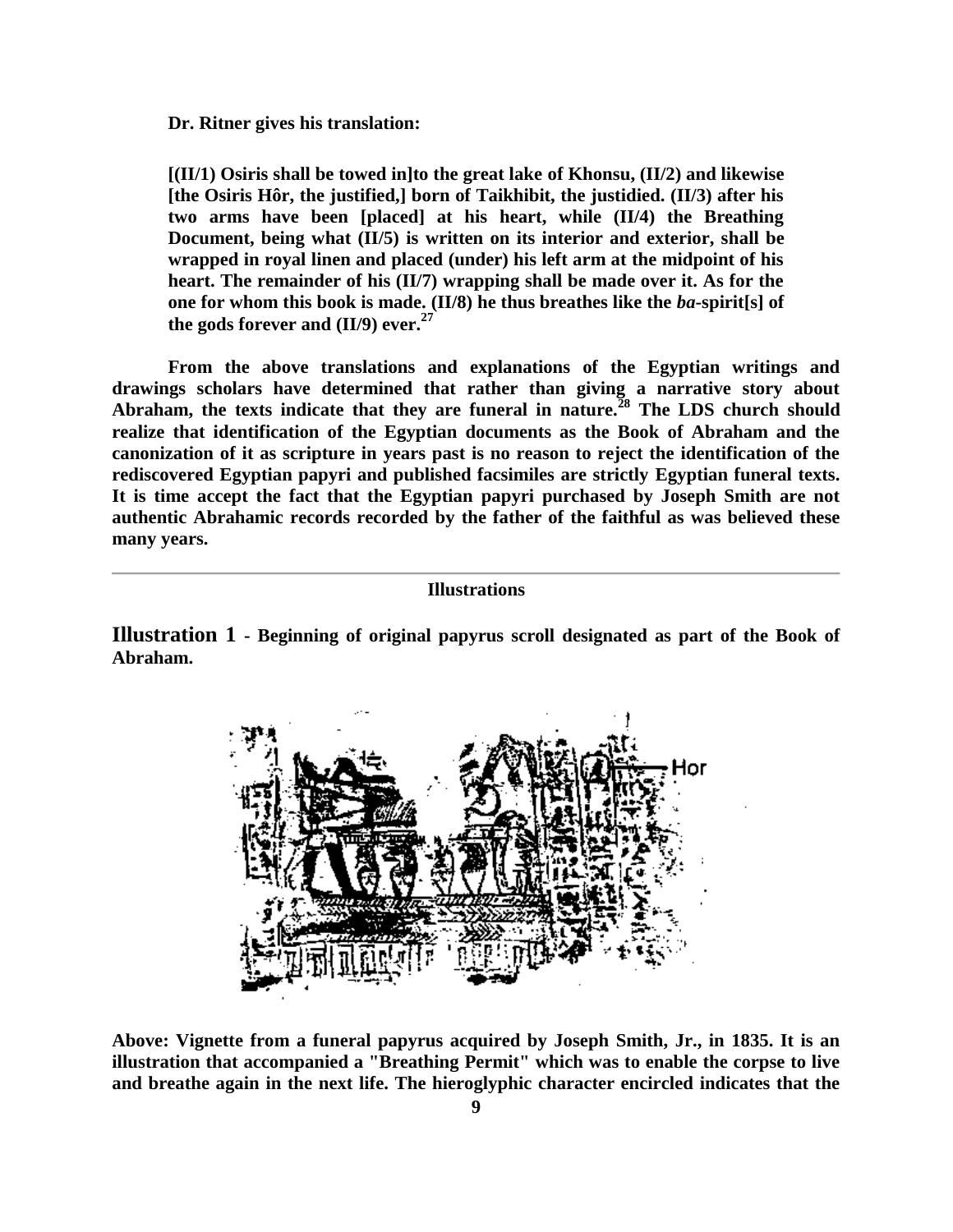**Dr. Ritner gives his translation:**

**[(II/1) Osiris shall be towed in]to the great lake of Khonsu, (II/2) and likewise [the Osiris Hôr, the justified,] born of Taikhibit, the justidied. (II/3) after his two arms have been [placed] at his heart, while (II/4) the Breathing Document, being what (II/5) is written on its interior and exterior, shall be wrapped in royal linen and placed (under) his left arm at the midpoint of his heart. The remainder of his (II/7) wrapping shall be made over it. As for the one for whom this book is made. (II/8) he thus breathes like the *ba*-spirit[s] of the gods forever and (II/9) ever.[27]**

**From the above translations and explanations of the Egyptian writings and drawings scholars have determined that rather than giving a narrative story about Abraham, the texts indicate that they are funeral in nature.[28] The LDS church should realize that identification of the Egyptian documents as the Book of Abraham and the canonization of it as scripture in years past is no reason to reject the identification of the rediscovered Egyptian papyri and published facsimiles are strictly Egyptian funeral texts. It is time accept the fact that the Egyptian papyri purchased by Joseph Smith are not authentic Abrahamic records recorded by the father of the faithful as was believed these many years.**

---

## Illustrations

**Illustration 1 - Beginning of original papyrus scroll designated as part of the Book of Abraham.**

**Above: Vignette from a funeral papyrus acquired by Joseph Smith, Jr., in 1835. It is an illustration that accompanied a "Breathing Permit" which was to enable the corpse to live and breathe again in the next life. The hieroglyphic character encircled indicates that the**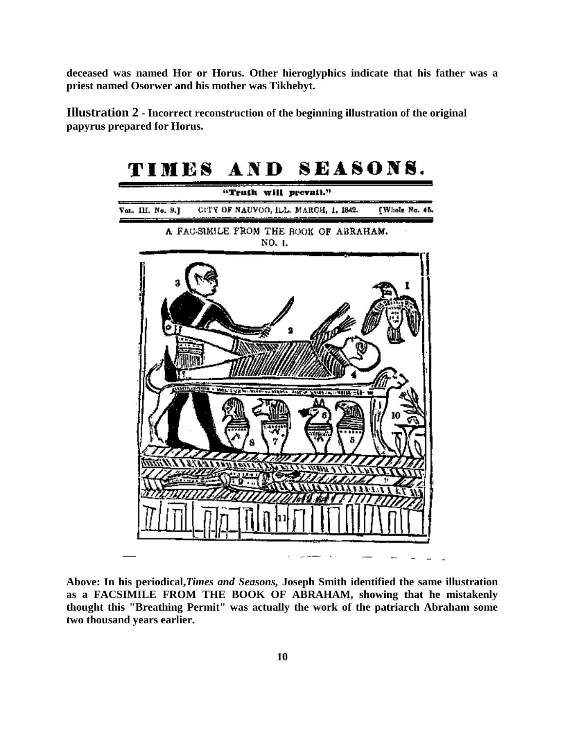**deceased was named Hor or Horus. Other hieroglyphics indicate that his father was a priest named Osorwer and his mother was Tikhebyt.**

**Illustration 2 - Incorrect reconstruction of the beginning illustration of the original papyrus prepared for Horus.**

**Above: In his periodical,*Times and Seasons,* Joseph Smith identified the same illustration as a FACSIMILE FROM THE BOOK OF ABRAHAM, showing that he mistakenly thought this "Breathing Permit" was actually the work of the patriarch Abraham some two thousand years earlier.**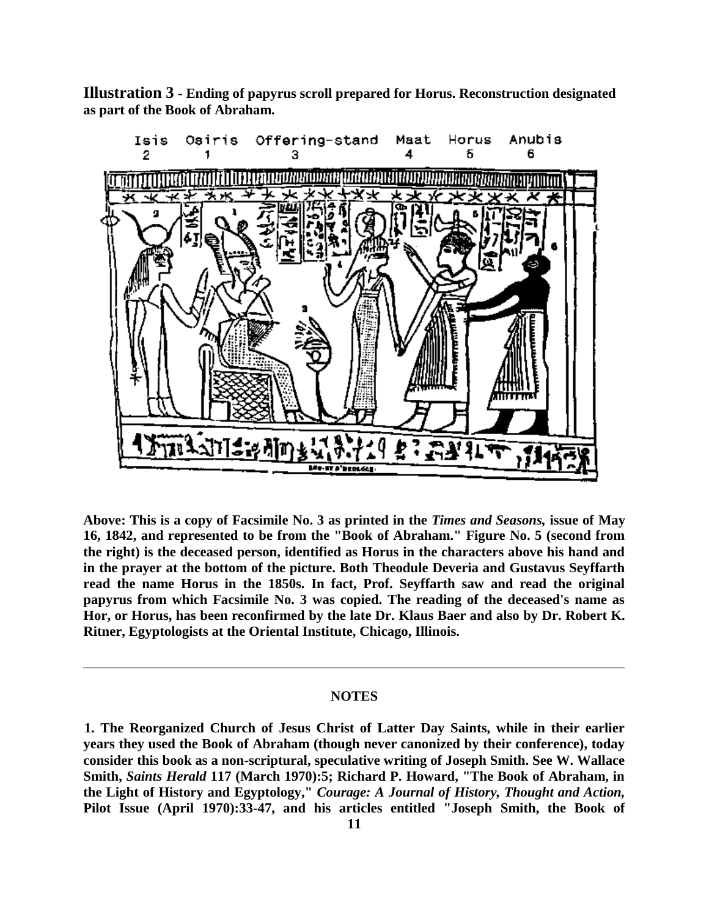**Illustration 3 - Ending of papyrus scroll prepared for Horus. Reconstruction designated as part of the Book of Abraham.**

Isis 2 Osiris 1 Offering-stand 3 Maat 4 Horus 5 Anubis 6

**Above: This is a copy of Facsimile No. 3 as printed in the *Times and Seasons,* issue of May 16, 1842, and represented to be from the "Book of Abraham." Figure No. 5 (second from the right) is the deceased person, identified as Horus in the characters above his hand and in the prayer at the bottom of the picture. Both Theodule Deveria and Gustavus Seyffarth read the name Horus in the 1850s. In fact, Prof. Seyffarth saw and read the original papyrus from which Facsimile No. 3 was copied. The reading of the deceased's name as Hor, or Horus, has been reconfirmed by the late Dr. Klaus Baer and also by Dr. Robert K. Ritner, Egyptologists at the Oriental Institute, Chicago, Illinois.**

---

## NOTES

**1. The Reorganized Church of Jesus Christ of Latter Day Saints, while in their earlier years they used the Book of Abraham (though never canonized by their conference), today consider this book as a non-scriptural, speculative writing of Joseph Smith. See W. Wallace Smith, *Saints Herald* 117 (March 1970):5; Richard P. Howard, "The Book of Abraham, in the Light of History and Egyptology," *Courage: A Journal of History, Thought and Action,* Pilot Issue (April 1970):33-47, and his articles entitled "Joseph Smith, the Book of**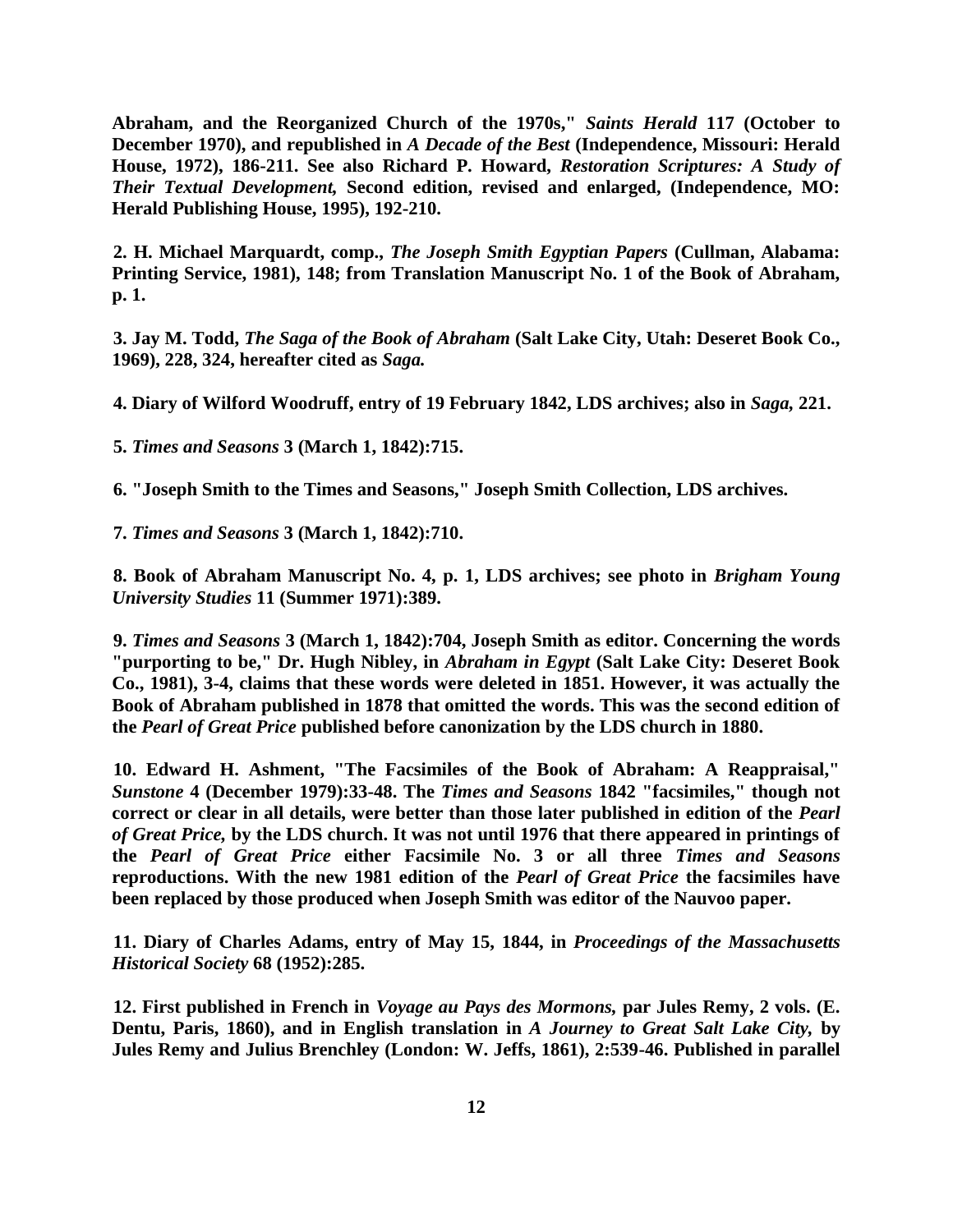**Abraham, and the Reorganized Church of the 1970s," *Saints Herald* 117 (October to December 1970), and republished in *A Decade of the Best* (Independence, Missouri: Herald House, 1972), 186-211. See also Richard P. Howard, *Restoration Scriptures: A Study of Their Textual Development,* Second edition, revised and enlarged, (Independence, MO: Herald Publishing House, 1995), 192-210.**

**2. H. Michael Marquardt, comp., *The Joseph Smith Egyptian Papers* (Cullman, Alabama: Printing Service, 1981), 148; from Translation Manuscript No. 1 of the Book of Abraham, p. 1.**

**3. Jay M. Todd, *The Saga of the Book of Abraham* (Salt Lake City, Utah: Deseret Book Co., 1969), 228, 324, hereafter cited as *Saga.***

**4. Diary of Wilford Woodruff, entry of 19 February 1842, LDS archives; also in *Saga,* 221.**

**5. *Times and Seasons* 3 (March 1, 1842):715.**

**6. "Joseph Smith to the Times and Seasons," Joseph Smith Collection, LDS archives.**

**7. *Times and Seasons* 3 (March 1, 1842):710.**

**8. Book of Abraham Manuscript No. 4, p. 1, LDS archives; see photo in *Brigham Young University Studies* 11 (Summer 1971):389.**

**9. *Times and Seasons* 3 (March 1, 1842):704, Joseph Smith as editor. Concerning the words "purporting to be," Dr. Hugh Nibley, in *Abraham in Egypt* (Salt Lake City: Deseret Book Co., 1981), 3-4, claims that these words were deleted in 1851. However, it was actually the Book of Abraham published in 1878 that omitted the words. This was the second edition of the *Pearl of Great Price* published before canonization by the LDS church in 1880.**

**10. Edward H. Ashment, "The Facsimiles of the Book of Abraham: A Reappraisal," *Sunstone* 4 (December 1979):33-48. The *Times and Seasons* 1842 "facsimiles," though not correct or clear in all details, were better than those later published in edition of the *Pearl of Great Price,* by the LDS church. It was not until 1976 that there appeared in printings of the *Pearl of Great Price* either Facsimile No. 3 or all three *Times and Seasons* reproductions. With the new 1981 edition of the *Pearl of Great Price* the facsimiles have been replaced by those produced when Joseph Smith was editor of the Nauvoo paper.**

**11. Diary of Charles Adams, entry of May 15, 1844, in *Proceedings of the Massachusetts Historical Society* 68 (1952):285.**

**12. First published in French in *Voyage au Pays des Mormons,* par Jules Remy, 2 vols. (E. Dentu, Paris, 1860), and in English translation in *A Journey to Great Salt Lake City,* by Jules Remy and Julius Brenchley (London: W. Jeffs, 1861), 2:539-46. Published in parallel**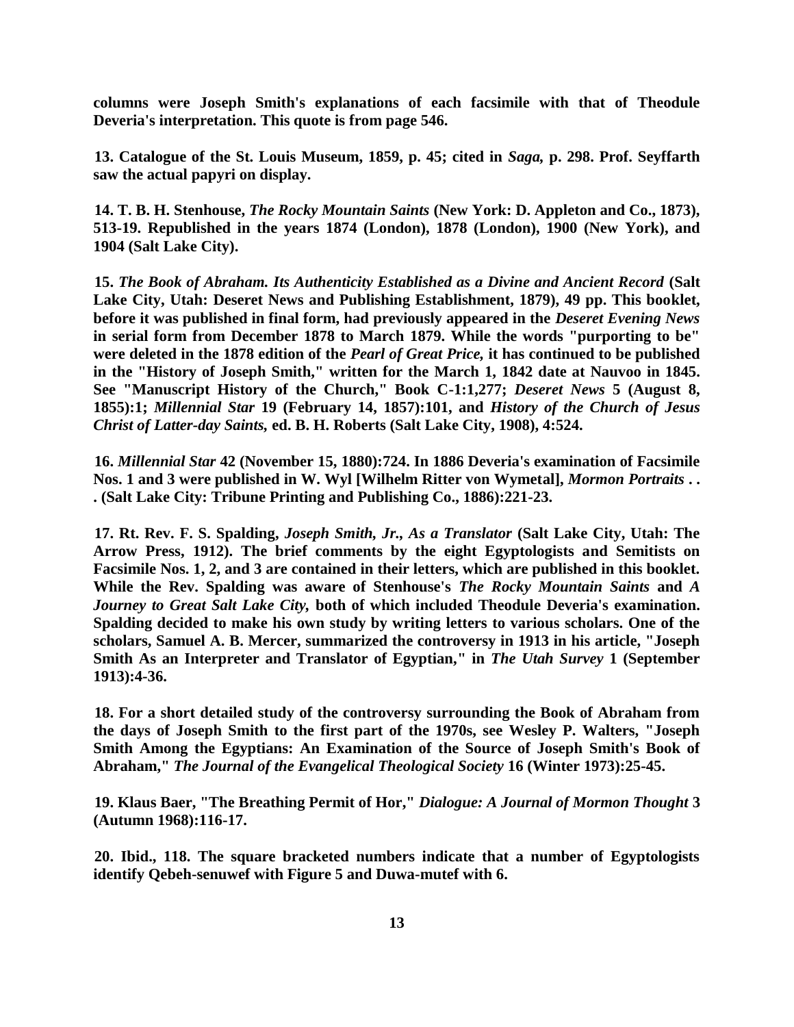**columns were Joseph Smith's explanations of each facsimile with that of Theodule Deveria's interpretation. This quote is from page 546.**

**13. Catalogue of the St. Louis Museum, 1859, p. 45; cited in *Saga,* p. 298. Prof. Seyffarth saw the actual papyri on display.**

**14. T. B. H. Stenhouse, *The Rocky Mountain Saints* (New York: D. Appleton and Co., 1873), 513-19. Republished in the years 1874 (London), 1878 (London), 1900 (New York), and 1904 (Salt Lake City).**

**15. *The Book of Abraham. Its Authenticity Established as a Divine and Ancient Record* (Salt Lake City, Utah: Deseret News and Publishing Establishment, 1879), 49 pp. This booklet, before it was published in final form, had previously appeared in the *Deseret Evening News* in serial form from December 1878 to March 1879. While the words "purporting to be" were deleted in the 1878 edition of the *Pearl of Great Price,* it has continued to be published in the "History of Joseph Smith," written for the March 1, 1842 date at Nauvoo in 1845. See "Manuscript History of the Church," Book C-1:1,277; *Deseret News* 5 (August 8, 1855):1; *Millennial Star* 19 (February 14, 1857):101, and *History of the Church of Jesus Christ of Latter-day Saints,* ed. B. H. Roberts (Salt Lake City, 1908), 4:524.**

**16. *Millennial Star* 42 (November 15, 1880):724. In 1886 Deveria's examination of Facsimile Nos. 1 and 3 were published in W. Wyl [Wilhelm Ritter von Wymetal], *Mormon Portraits . . .* (Salt Lake City: Tribune Printing and Publishing Co., 1886):221-23.**

**17. Rt. Rev. F. S. Spalding, *Joseph Smith, Jr., As a Translator* (Salt Lake City, Utah: The Arrow Press, 1912). The brief comments by the eight Egyptologists and Semitists on Facsimile Nos. 1, 2, and 3 are contained in their letters, which are published in this booklet. While the Rev. Spalding was aware of Stenhouse's *The Rocky Mountain Saints* and *A Journey to Great Salt Lake City,* both of which included Theodule Deveria's examination. Spalding decided to make his own study by writing letters to various scholars. One of the scholars, Samuel A. B. Mercer, summarized the controversy in 1913 in his article, "Joseph Smith As an Interpreter and Translator of Egyptian," in *The Utah Survey* 1 (September 1913):4-36.**

**18. For a short detailed study of the controversy surrounding the Book of Abraham from the days of Joseph Smith to the first part of the 1970s, see Wesley P. Walters, "Joseph Smith Among the Egyptians: An Examination of the Source of Joseph Smith's Book of Abraham," *The Journal of the Evangelical Theological Society* 16 (Winter 1973):25-45.**

**19. Klaus Baer, "The Breathing Permit of Hor," *Dialogue: A Journal of Mormon Thought* 3 (Autumn 1968):116-17.**

**20. Ibid., 118. The square bracketed numbers indicate that a number of Egyptologists identify Qebeh-senuwef with Figure 5 and Duwa-mutef with 6.**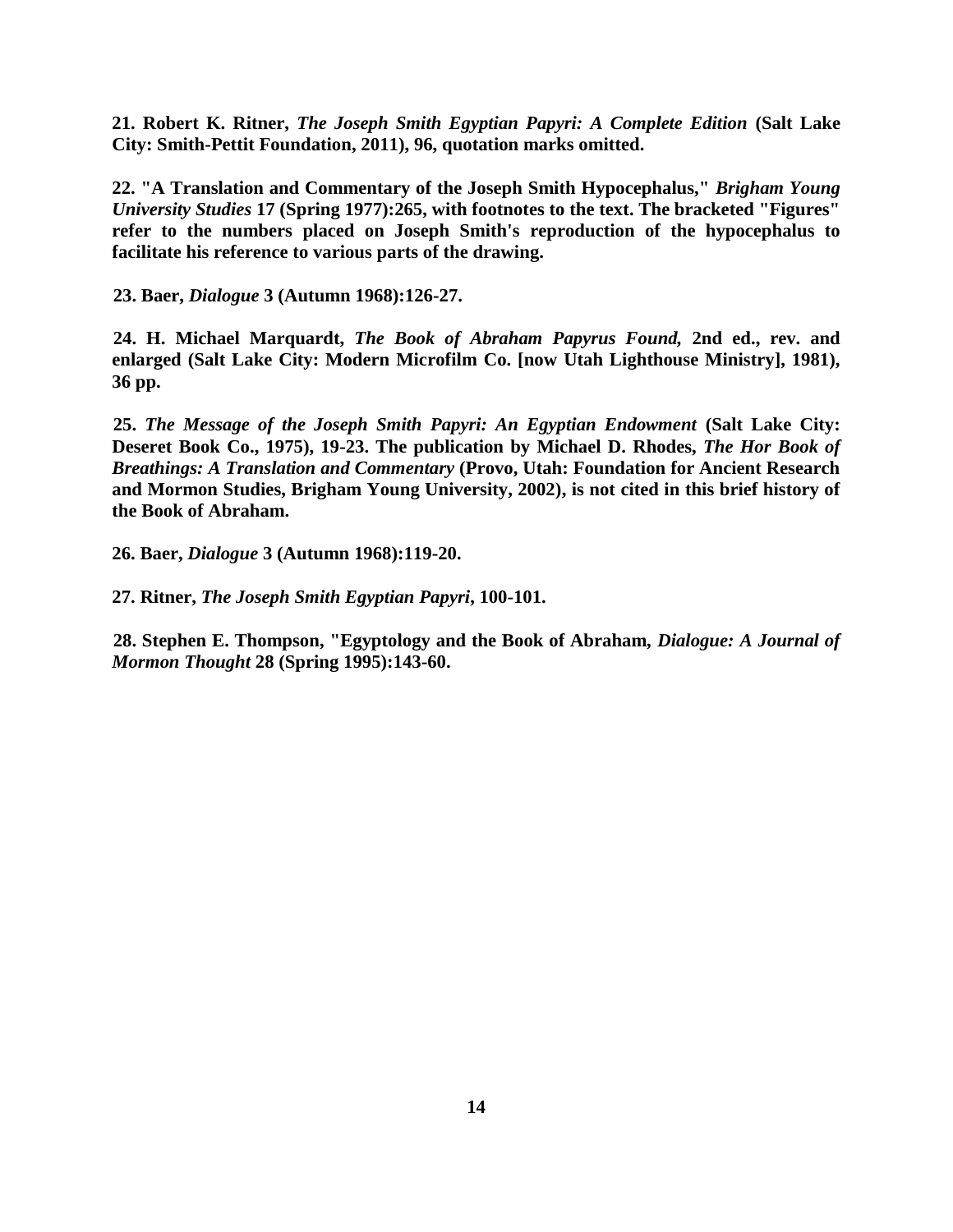**21. Robert K. Ritner, *The Joseph Smith Egyptian Papyri: A Complete Edition* (Salt Lake City: Smith-Pettit Foundation, 2011), 96, quotation marks omitted.**

**22. "A Translation and Commentary of the Joseph Smith Hypocephalus," *Brigham Young University Studies* 17 (Spring 1977):265, with footnotes to the text. The bracketed "Figures" refer to the numbers placed on Joseph Smith's reproduction of the hypocephalus to facilitate his reference to various parts of the drawing.**

**23. Baer, *Dialogue* 3 (Autumn 1968):126-27.**

**24. H. Michael Marquardt, *The Book of Abraham Papyrus Found*, 2nd ed., rev. and enlarged (Salt Lake City: Modern Microfilm Co. [now Utah Lighthouse Ministry], 1981), 36 pp.**

**25. *The Message of the Joseph Smith Papyri: An Egyptian Endowment* (Salt Lake City: Deseret Book Co., 1975), 19-23. The publication by Michael D. Rhodes, *The Hor Book of Breathings: A Translation and Commentary* (Provo, Utah: Foundation for Ancient Research and Mormon Studies, Brigham Young University, 2002), is not cited in this brief history of the Book of Abraham.**

**26. Baer, *Dialogue* 3 (Autumn 1968):119-20.**

**27. Ritner, *The Joseph Smith Egyptian Papyri*, 100-101.**

**28. Stephen E. Thompson, "Egyptology and the Book of Abraham, *Dialogue: A Journal of Mormon Thought* 28 (Spring 1995):143-60.**